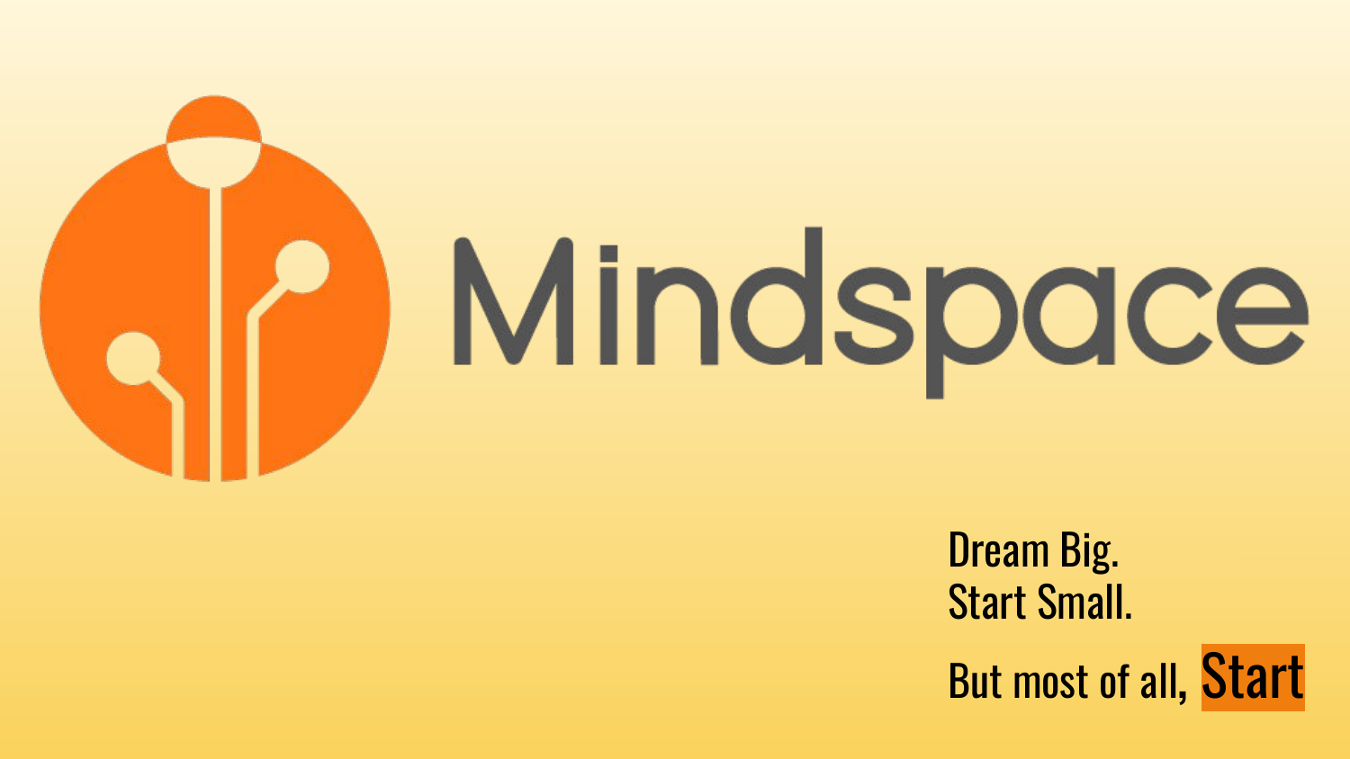# Mindspace

Dream Big.
Start Small.

But most of all, **Start**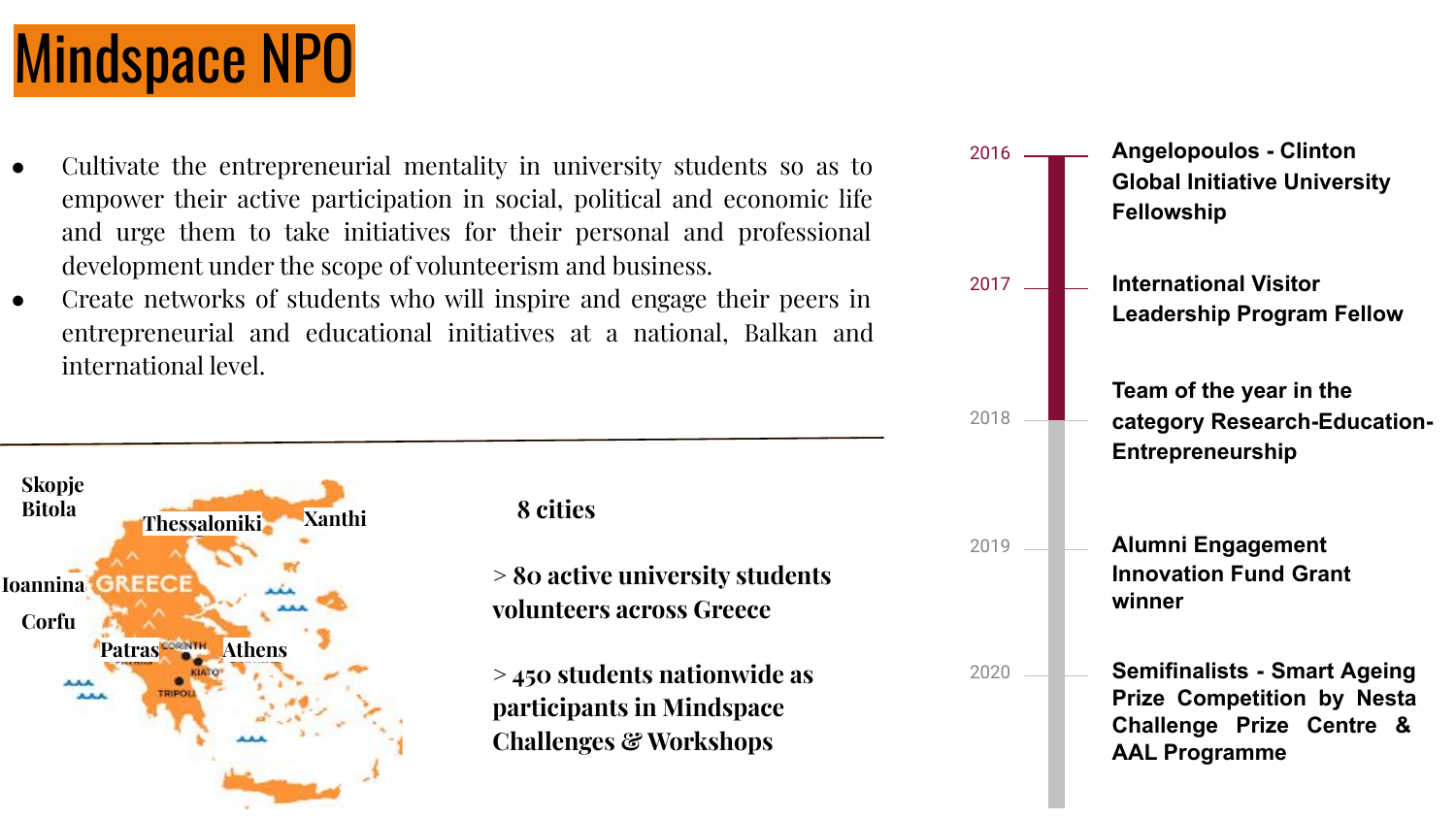# Mindspace NPO

- Cultivate the entrepreneurial mentality in university students so as to empower their active participation in social, political and economic life and urge them to take initiatives for their personal and professional development under the scope of volunteerism and business.
- Create networks of students who will inspire and engage their peers in entrepreneurial and educational initiatives at a national, Balkan and international level.

Skopje
Bitola
Thessaloniki
Xanthi
Ioannina
Corfu
Patras
Athens

**8 cities**

**> 80 active university students volunteers across Greece**

**> 450 students nationwide as participants in Mindspace Challenges & Workshops**

- 2016 — **Angelopoulos - Clinton Global Initiative University Fellowship**
- 2017 — **International Visitor Leadership Program Fellow**
- 2018 — **Team of the year in the category Research-Education-Entrepreneurship**
- 2019 — **Alumni Engagement Innovation Fund Grant winner**
- 2020 — **Semifinalists - Smart Ageing Prize Competition by Nesta Challenge Prize Centre & AAL Programme**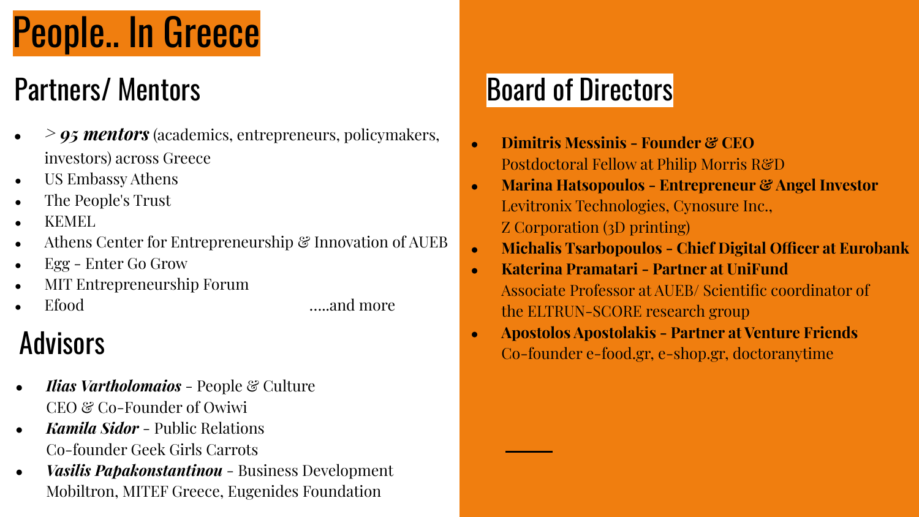# People.. In Greece

## Partners/ Mentors

- > ***95 mentors*** (academics, entrepreneurs, policymakers, investors) across Greece
- US Embassy Athens
- The People's Trust
- KEMEL
- Athens Center for Entrepreneurship & Innovation of AUEB
- Egg - Enter Go Grow
- MIT Entrepreneurship Forum
- Efood

.....and more

## Advisors

- ***Ilias Vartholomaios*** - People & Culture
  CEO & Co-Founder of Owiwi
- ***Kamila Sidor*** - Public Relations
  Co-founder Geek Girls Carrots
- ***Vasilis Papakonstantinou*** - Business Development
  Mobiltron, MITEF Greece, Eugenides Foundation

## Board of Directors

- **Dimitris Messinis - Founder & CEO**
  Postdoctoral Fellow at Philip Morris R&D
- **Marina Hatsopoulos - Entrepreneur & Angel Investor**
  Levitronix Technologies, Cynosure Inc.,
  Z Corporation (3D printing)
- **Michalis Tsarbopoulos - Chief Digital Officer at Eurobank**
- **Katerina Pramatari - Partner at UniFund**
  Associate Professor at AUEB/ Scientific coordinator of the ELTRUN-SCORE research group
- **Apostolos Apostolakis - Partner at Venture Friends**
  Co-founder e-food.gr, e-shop.gr, doctoranytime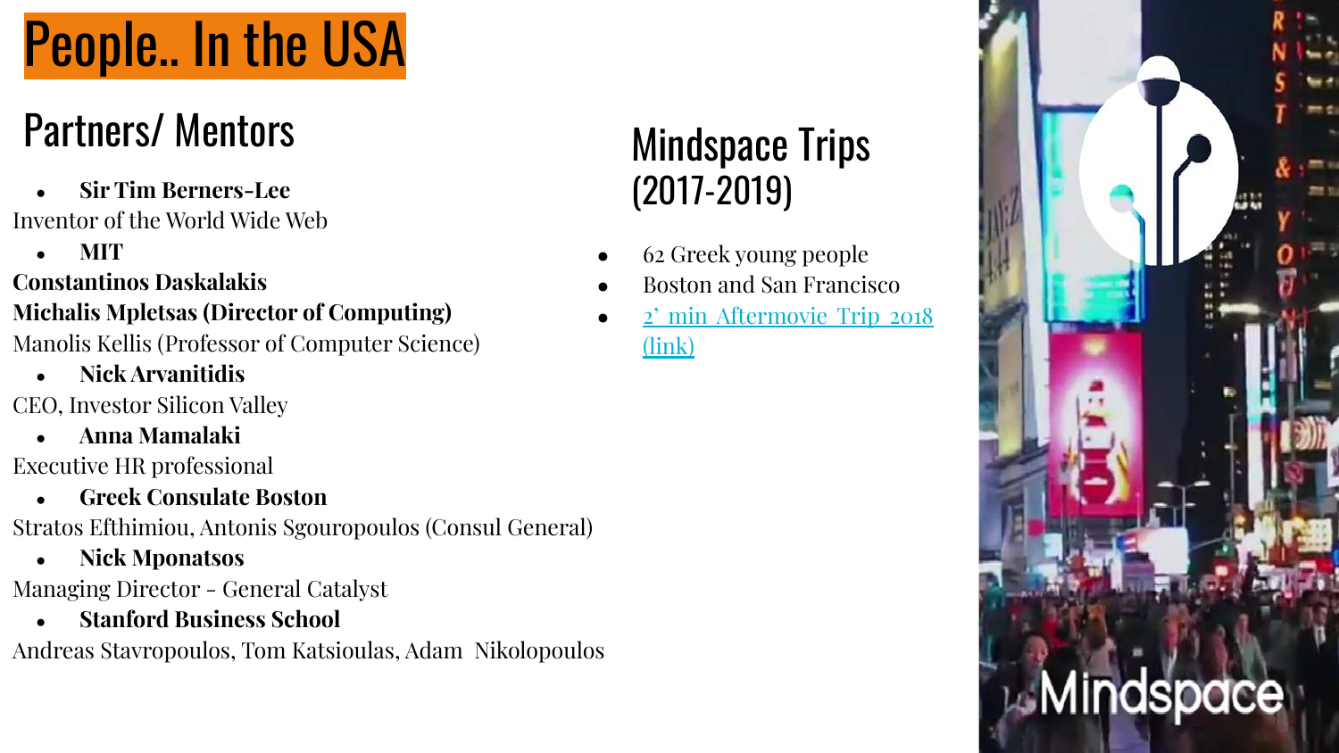# People.. In the USA

## Partners/ Mentors

- **Sir Tim Berners-Lee**

Inventor of the World Wide Web

- **MIT**

**Constantinos Daskalakis**
**Michalis Mpletsas (Director of Computing)**
Manolis Kellis (Professor of Computer Science)

- **Nick Arvanitidis**

CEO, Investor Silicon Valley

- **Anna Mamalaki**

Executive HR professional

- **Greek Consulate Boston**

Stratos Efthimiou, Antonis Sgouropoulos (Consul General)

- **Nick Mponatsos**

Managing Director - General Catalyst

- **Stanford Business School**

Andreas Stavropoulos, Tom Katsioulas, Adam Nikolopoulos

## Mindspace Trips (2017-2019)

- 62 Greek young people
- Boston and San Francisco
- 2' min Aftermovie Trip 2018 (link)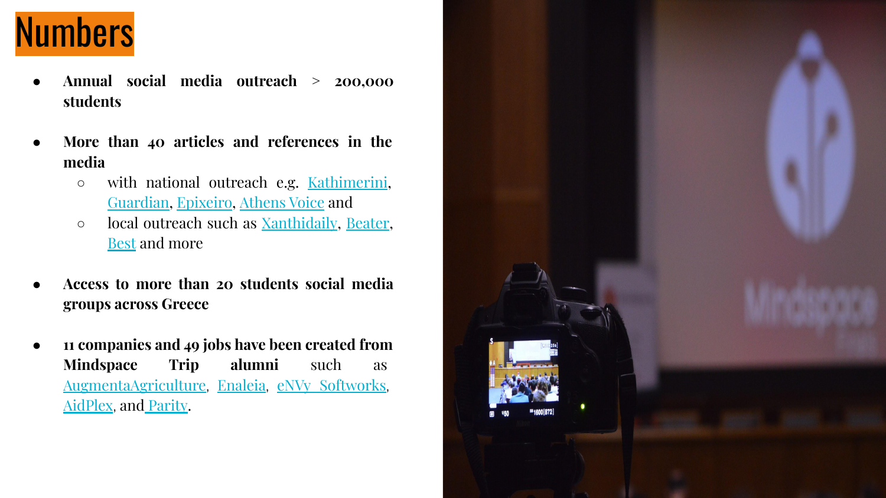# Numbers

- **Annual social media outreach > 200,000 students**

- **More than 40 articles and references in the media**
  - with national outreach e.g. Kathimerini, Guardian, Epixeiro, Athens Voice and
  - local outreach such as Xanthidaily, Beater, Best and more

- **Access to more than 20 students social media groups across Greece**

- **11 companies and 49 jobs have been created from Mindspace Trip alumni** such as AugmentaAgriculture, Enaleia, eNVy Softworks, AidPlex, and Parity.